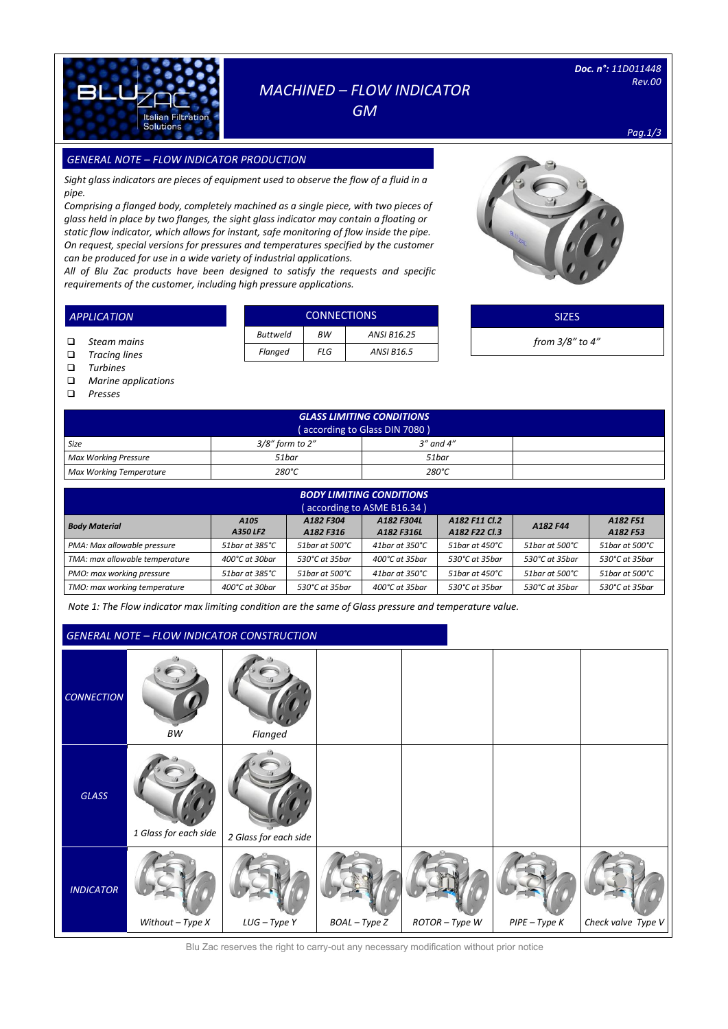# MACHINED – FLOW INDICATOR GM

**Doc. n°:** 11D011448
Rev.00

## GENERAL NOTE – FLOW INDICATOR PRODUCTION

*Sight glass indicators are pieces of equipment used to observe the flow of a fluid in a pipe.*
*Comprising a flanged body, completely machined as a single piece, with two pieces of glass held in place by two flanges, the sight glass indicator may contain a floating or static flow indicator, which allows for instant, safe monitoring of flow inside the pipe.*
*On request, special versions for pressures and temperatures specified by the customer can be produced for use in a wide variety of industrial applications.*
*All of Blu Zac products have been designed to satisfy the requests and specific requirements of the customer, including high pressure applications.*

## APPLICATION

- Steam mains
- Tracing lines
- Turbines
- Marine applications
- Presses

## CONNECTIONS

| | | |
|---|---|---|
| Buttweld | BW | ANSI B16.25 |
| Flanged | FLG | ANSI B16.5 |

## SIZES

from 3/8" to 4"

## GLASS LIMITING CONDITIONS (according to Glass DIN 7080)

| Size | 3/8" form to 2" | 3" and 4" | |
|---|---|---|---|
| Max Working Pressure | 51bar | 51bar | |
| Max Working Temperature | 280°C | 280°C | |

## BODY LIMITING CONDITIONS (according to ASME B16.34)

| Body Material | A105 A350 LF2 | A182 F304 A182 F316 | A182 F304L A182 F316L | A182 F11 Cl.2 A182 F22 Cl.3 | A182 F44 | A182 F51 A182 F53 |
|---|---|---|---|---|---|---|
| PMA: Max allowable pressure | 51bar at 385°C | 51bar at 500°C | 41bar at 350°C | 51bar at 450°C | 51bar at 500°C | 51bar at 500°C |
| TMA: max allowable temperature | 400°C at 30bar | 530°C at 35bar | 400°C at 35bar | 530°C at 35bar | 530°C at 35bar | 530°C at 35bar |
| PMO: max working pressure | 51bar at 385°C | 51bar at 500°C | 41bar at 350°C | 51bar at 450°C | 51bar at 500°C | 51bar at 500°C |
| TMO: max working temperature | 400°C at 30bar | 530°C at 35bar | 400°C at 35bar | 530°C at 35bar | 530°C at 35bar | 530°C at 35bar |

*Note 1: The Flow indicator max limiting condition are the same of Glass pressure and temperature value.*

## GENERAL NOTE – FLOW INDICATOR CONSTRUCTION

| | | | | | | |
|---|---|---|---|---|---|---|
| CONNECTION | BW | Flanged | | | | |
| GLASS | 1 Glass for each side | 2 Glass for each side | | | | |
| INDICATOR | Without – Type X | LUG – Type Y | BOAL – Type Z | ROTOR – Type W | PIPE – Type K | Check valve Type V |

Blu Zac reserves the right to carry-out any necessary modification without prior notice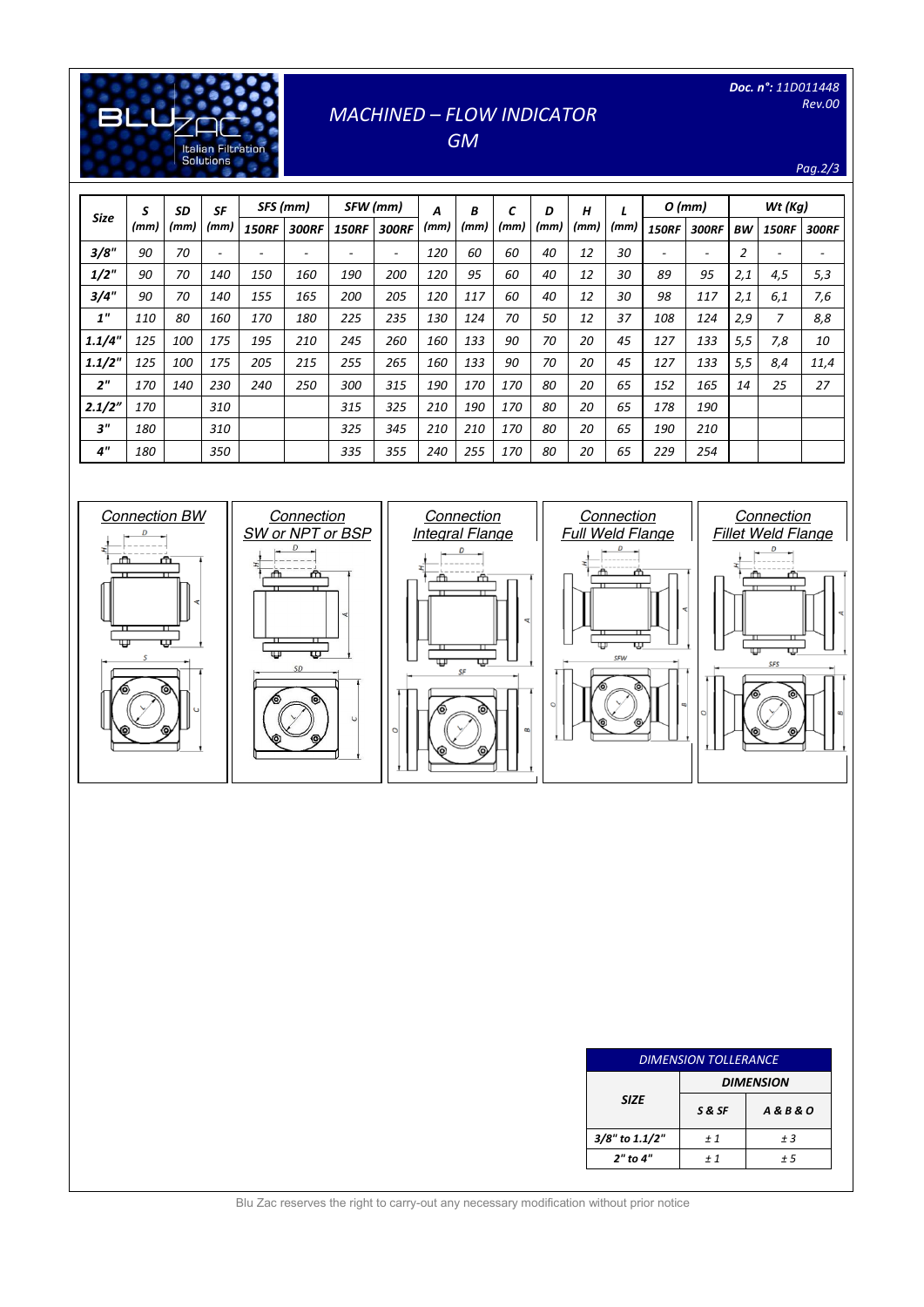# MACHINED – FLOW INDICATOR GM

**Doc. n°:** 11D011448
Rev.00

| Size | S (mm) | SD (mm) | SF (mm) | SFS (mm) | | SFW (mm) | | A (mm) | B (mm) | C (mm) | D (mm) | H (mm) | L (mm) | O (mm) | | Wt (Kg) | | |
|---|---|---|---|---|---|---|---|---|---|---|---|---|---|---|---|---|---|---|
| | | | | 150RF | 300RF | 150RF | 300RF | | | | | | | 150RF | 300RF | BW | 150RF | 300RF |
| 3/8" | 90 | 70 | - | - | - | - | - | 120 | 60 | 60 | 40 | 12 | 30 | - | - | 2 | - | - |
| 1/2" | 90 | 70 | 140 | 150 | 160 | 190 | 200 | 120 | 95 | 60 | 40 | 12 | 30 | 89 | 95 | 2,1 | 4,5 | 5,3 |
| 3/4" | 90 | 70 | 140 | 155 | 165 | 200 | 205 | 120 | 117 | 60 | 40 | 12 | 30 | 98 | 117 | 2,1 | 6,1 | 7,6 |
| 1" | 110 | 80 | 160 | 170 | 180 | 225 | 235 | 130 | 124 | 70 | 50 | 12 | 37 | 108 | 124 | 2,9 | 7 | 8,8 |
| 1.1/4" | 125 | 100 | 175 | 195 | 210 | 245 | 260 | 160 | 133 | 90 | 70 | 20 | 45 | 127 | 133 | 5,5 | 7,8 | 10 |
| 1.1/2" | 125 | 100 | 175 | 205 | 215 | 255 | 265 | 160 | 133 | 90 | 70 | 20 | 45 | 127 | 133 | 5,5 | 8,4 | 11,4 |
| 2" | 170 | 140 | 230 | 240 | 250 | 300 | 315 | 190 | 170 | 170 | 80 | 20 | 65 | 152 | 165 | 14 | 25 | 27 |
| 2.1/2" | 170 | | 310 | | | 315 | 325 | 210 | 190 | 170 | 80 | 20 | 65 | 178 | 190 | | | |
| 3" | 180 | | 310 | | | 325 | 345 | 210 | 210 | 170 | 80 | 20 | 65 | 190 | 210 | | | |
| 4" | 180 | | 350 | | | 335 | 355 | 240 | 255 | 170 | 80 | 20 | 65 | 229 | 254 | | | |

Connection BW

Connection SW or NPT or BSP

Connection Integral Flange

Connection Full Weld Flange

Connection Fillet Weld Flange

| DIMENSION TOLLERANCE | | |
|---|---|---|
| SIZE | DIMENSION | |
| | S & SF | A & B & O |
| 3/8" to 1.1/2" | ± 1 | ± 3 |
| 2" to 4" | ± 1 | ± 5 |

Blu Zac reserves the right to carry-out any necessary modification without prior notice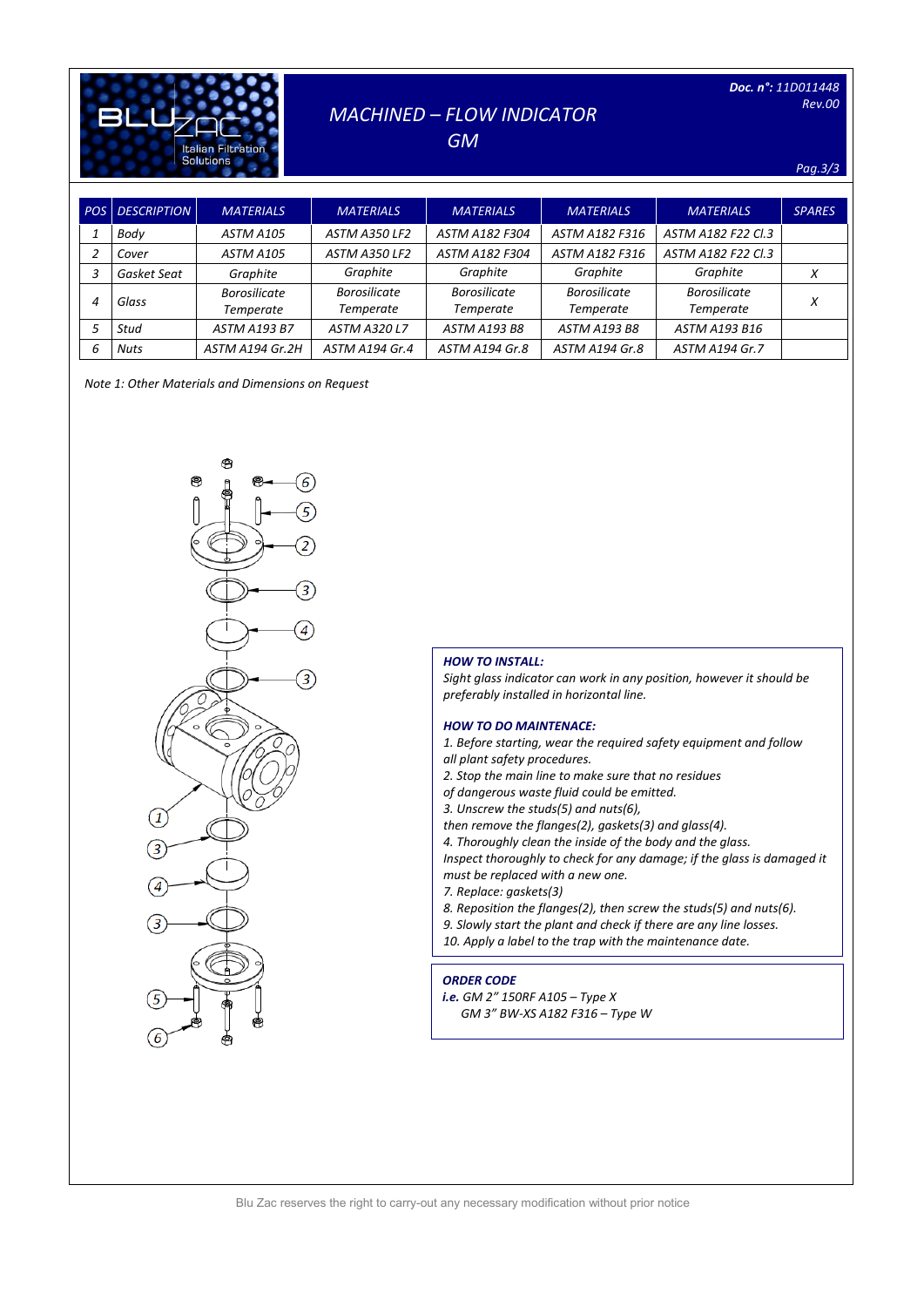# MACHINED – FLOW INDICATOR GM

**Doc. n°:** 11D011448
Rev.00

| POS | DESCRIPTION | MATERIALS | MATERIALS | MATERIALS | MATERIALS | MATERIALS | SPARES |
|---|---|---|---|---|---|---|---|
| 1 | Body | ASTM A105 | ASTM A350 LF2 | ASTM A182 F304 | ASTM A182 F316 | ASTM A182 F22 Cl.3 | |
| 2 | Cover | ASTM A105 | ASTM A350 LF2 | ASTM A182 F304 | ASTM A182 F316 | ASTM A182 F22 Cl.3 | |
| 3 | Gasket Seat | Graphite | Graphite | Graphite | Graphite | Graphite | X |
| 4 | Glass | Borosilicate Temperate | Borosilicate Temperate | Borosilicate Temperate | Borosilicate Temperate | Borosilicate Temperate | X |
| 5 | Stud | ASTM A193 B7 | ASTM A320 L7 | ASTM A193 B8 | ASTM A193 B8 | ASTM A193 B16 | |
| 6 | Nuts | ASTM A194 Gr.2H | ASTM A194 Gr.4 | ASTM A194 Gr.8 | ASTM A194 Gr.8 | ASTM A194 Gr.7 | |

*Note 1: Other Materials and Dimensions on Request*

6
5
2
3
4
3
1
3
4
3
5
6

**HOW TO INSTALL:**

*Sight glass indicator can work in any position, however it should be preferably installed in horizontal line.*

**HOW TO DO MAINTENACE:**

1. Before starting, wear the required safety equipment and follow all plant safety procedures.
2. Stop the main line to make sure that no residues of dangerous waste fluid could be emitted.
3. Unscrew the studs(5) and nuts(6), then remove the flanges(2), gaskets(3) and glass(4).
4. Thoroughly clean the inside of the body and the glass. Inspect thoroughly to check for any damage; if the glass is damaged it must be replaced with a new one.
7. Replace: gaskets(3)
8. Reposition the flanges(2), then screw the studs(5) and nuts(6).
9. Slowly start the plant and check if there are any line losses.
10. Apply a label to the trap with the maintenance date.

**ORDER CODE**

**i.e.** GM 2" 150RF A105 – Type X
GM 3" BW-XS A182 F316 – Type W

Blu Zac reserves the right to carry-out any necessary modification without prior notice